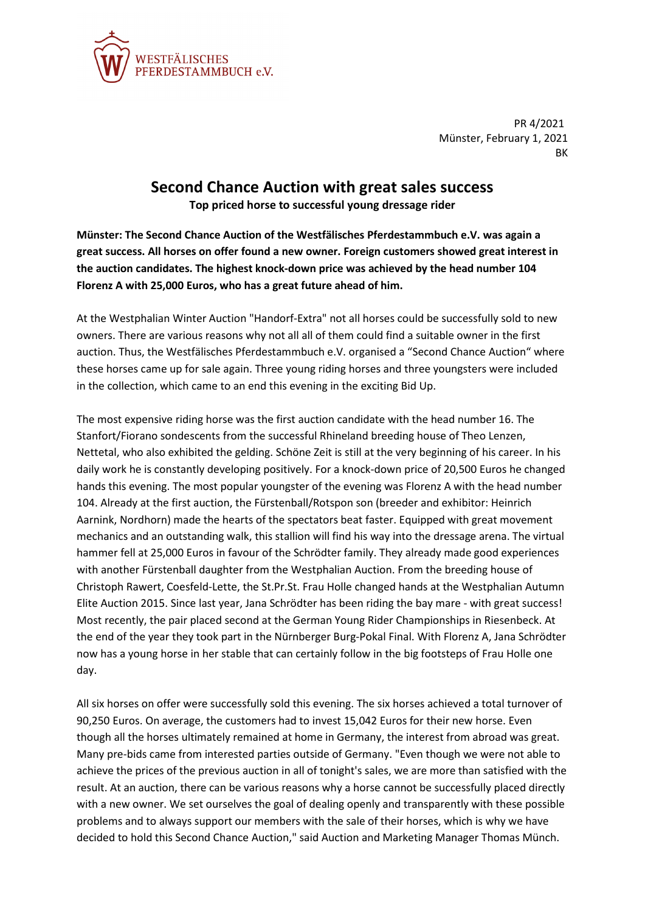WESTFÄLISCHES
PFERDESTAMMBUCH e.V.

PR 4/2021
Münster, February 1, 2021
BK

# Second Chance Auction with great sales success

**Top priced horse to successful young dressage rider**

**Münster: The Second Chance Auction of the Westfälisches Pferdestammbuch e.V. was again a great success. All horses on offer found a new owner. Foreign customers showed great interest in the auction candidates. The highest knock-down price was achieved by the head number 104 Florenz A with 25,000 Euros, who has a great future ahead of him.**

At the Westphalian Winter Auction "Handorf-Extra" not all horses could be successfully sold to new owners. There are various reasons why not all all of them could find a suitable owner in the first auction. Thus, the Westfälisches Pferdestammbuch e.V. organised a "Second Chance Auction" where these horses came up for sale again. Three young riding horses and three youngsters were included in the collection, which came to an end this evening in the exciting Bid Up.

The most expensive riding horse was the first auction candidate with the head number 16. The Stanfort/Fiorano sondescents from the successful Rhineland breeding house of Theo Lenzen, Nettetal, who also exhibited the gelding. Schöne Zeit is still at the very beginning of his career. In his daily work he is constantly developing positively. For a knock-down price of 20,500 Euros he changed hands this evening. The most popular youngster of the evening was Florenz A with the head number 104. Already at the first auction, the Fürstenball/Rotspon son (breeder and exhibitor: Heinrich Aarnink, Nordhorn) made the hearts of the spectators beat faster. Equipped with great movement mechanics and an outstanding walk, this stallion will find his way into the dressage arena. The virtual hammer fell at 25,000 Euros in favour of the Schrödter family. They already made good experiences with another Fürstenball daughter from the Westphalian Auction. From the breeding house of Christoph Rawert, Coesfeld-Lette, the St.Pr.St. Frau Holle changed hands at the Westphalian Autumn Elite Auction 2015. Since last year, Jana Schrödter has been riding the bay mare - with great success! Most recently, the pair placed second at the German Young Rider Championships in Riesenbeck. At the end of the year they took part in the Nürnberger Burg-Pokal Final. With Florenz A, Jana Schrödter now has a young horse in her stable that can certainly follow in the big footsteps of Frau Holle one day.

All six horses on offer were successfully sold this evening. The six horses achieved a total turnover of 90,250 Euros. On average, the customers had to invest 15,042 Euros for their new horse. Even though all the horses ultimately remained at home in Germany, the interest from abroad was great. Many pre-bids came from interested parties outside of Germany. "Even though we were not able to achieve the prices of the previous auction in all of tonight's sales, we are more than satisfied with the result. At an auction, there can be various reasons why a horse cannot be successfully placed directly with a new owner. We set ourselves the goal of dealing openly and transparently with these possible problems and to always support our members with the sale of their horses, which is why we have decided to hold this Second Chance Auction," said Auction and Marketing Manager Thomas Münch.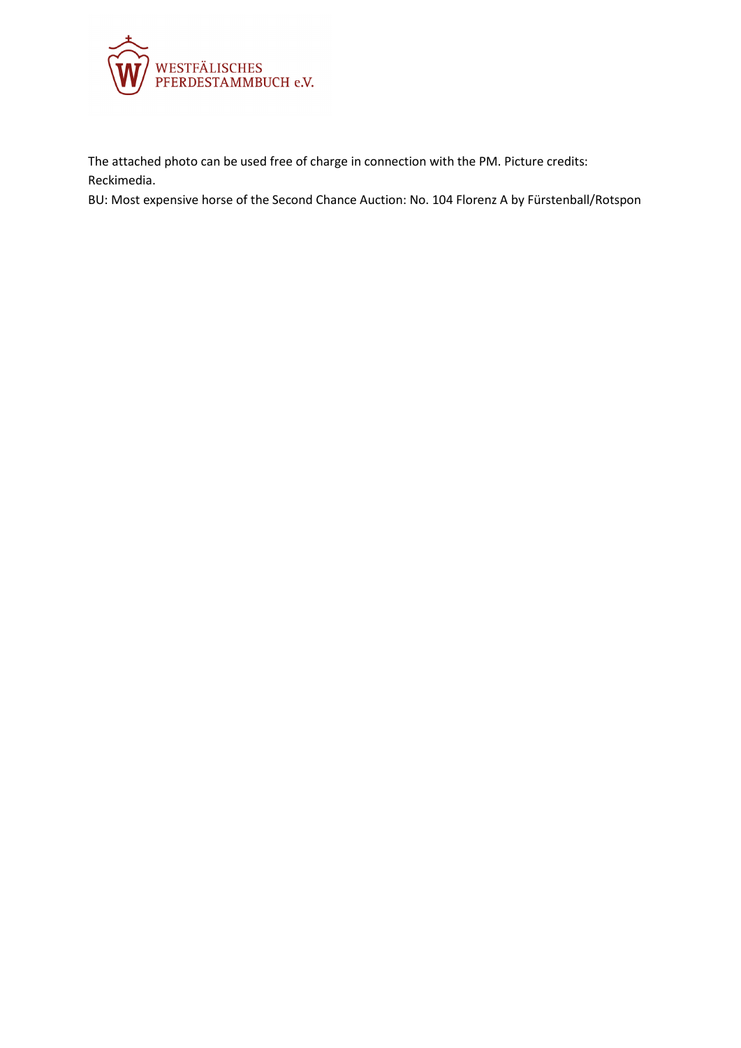WESTFÄLISCHES PFERDESTAMMBUCH e.V.

The attached photo can be used free of charge in connection with the PM. Picture credits: Reckimedia.

BU: Most expensive horse of the Second Chance Auction: No. 104 Florenz A by Fürstenball/Rotspon